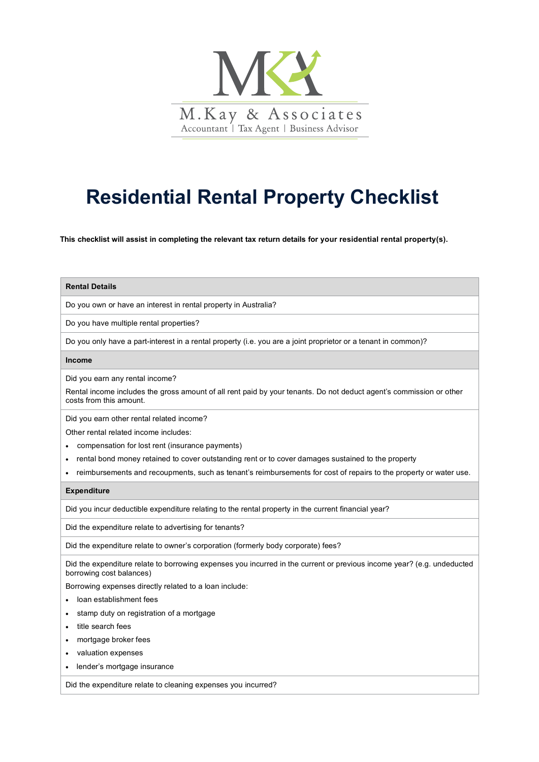M.Kay & Associates
Accountant | Tax Agent | Business Advisor

# Residential Rental Property Checklist

**This checklist will assist in completing the relevant tax return details for your residential rental property(s).**

| |
|---|
| **Rental Details** |
| Do you own or have an interest in rental property in Australia? |
| Do you have multiple rental properties? |
| Do you only have a part-interest in a rental property (i.e. you are a joint proprietor or a tenant in common)? |
| **Income** |
| Did you earn any rental income?<br><br>Rental income includes the gross amount of all rent paid by your tenants. Do not deduct agent's commission or other costs from this amount. |
| Did you earn other rental related income?<br><br>Other rental related income includes:<br>• compensation for lost rent (insurance payments)<br>• rental bond money retained to cover outstanding rent or to cover damages sustained to the property<br>• reimbursements and recoupments, such as tenant's reimbursements for cost of repairs to the property or water use. |
| **Expenditure** |
| Did you incur deductible expenditure relating to the rental property in the current financial year? |
| Did the expenditure relate to advertising for tenants? |
| Did the expenditure relate to owner's corporation (formerly body corporate) fees? |
| Did the expenditure relate to borrowing expenses you incurred in the current or previous income year? (e.g. undeducted borrowing cost balances)<br><br>Borrowing expenses directly related to a loan include:<br>• loan establishment fees<br>• stamp duty on registration of a mortgage<br>• title search fees<br>• mortgage broker fees<br>• valuation expenses<br>• lender's mortgage insurance |
| Did the expenditure relate to cleaning expenses you incurred? |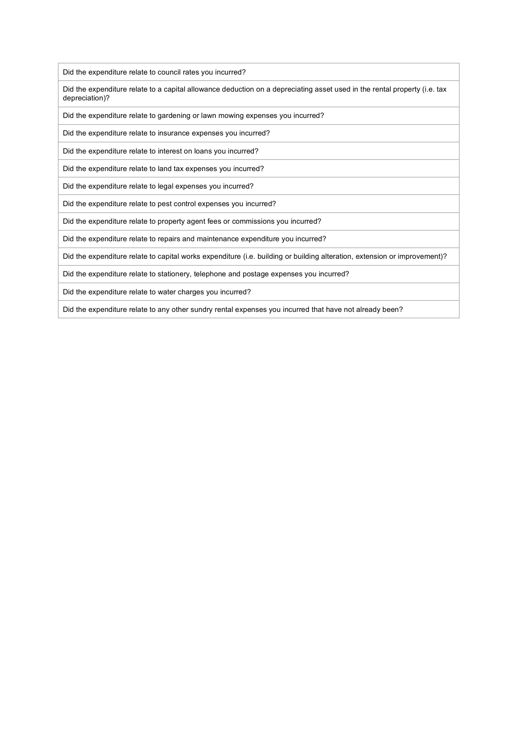| |
|---|
| Did the expenditure relate to council rates you incurred? |
| Did the expenditure relate to a capital allowance deduction on a depreciating asset used in the rental property (i.e. tax depreciation)? |
| Did the expenditure relate to gardening or lawn mowing expenses you incurred? |
| Did the expenditure relate to insurance expenses you incurred? |
| Did the expenditure relate to interest on loans you incurred? |
| Did the expenditure relate to land tax expenses you incurred? |
| Did the expenditure relate to legal expenses you incurred? |
| Did the expenditure relate to pest control expenses you incurred? |
| Did the expenditure relate to property agent fees or commissions you incurred? |
| Did the expenditure relate to repairs and maintenance expenditure you incurred? |
| Did the expenditure relate to capital works expenditure (i.e. building or building alteration, extension or improvement)? |
| Did the expenditure relate to stationery, telephone and postage expenses you incurred? |
| Did the expenditure relate to water charges you incurred? |
| Did the expenditure relate to any other sundry rental expenses you incurred that have not already been? |